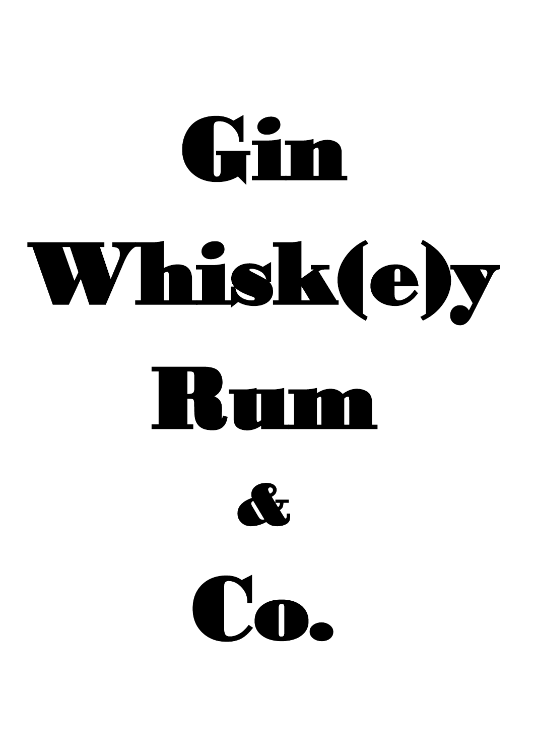# Gin

# Whisk(e)y

# Rum

# &

# Co.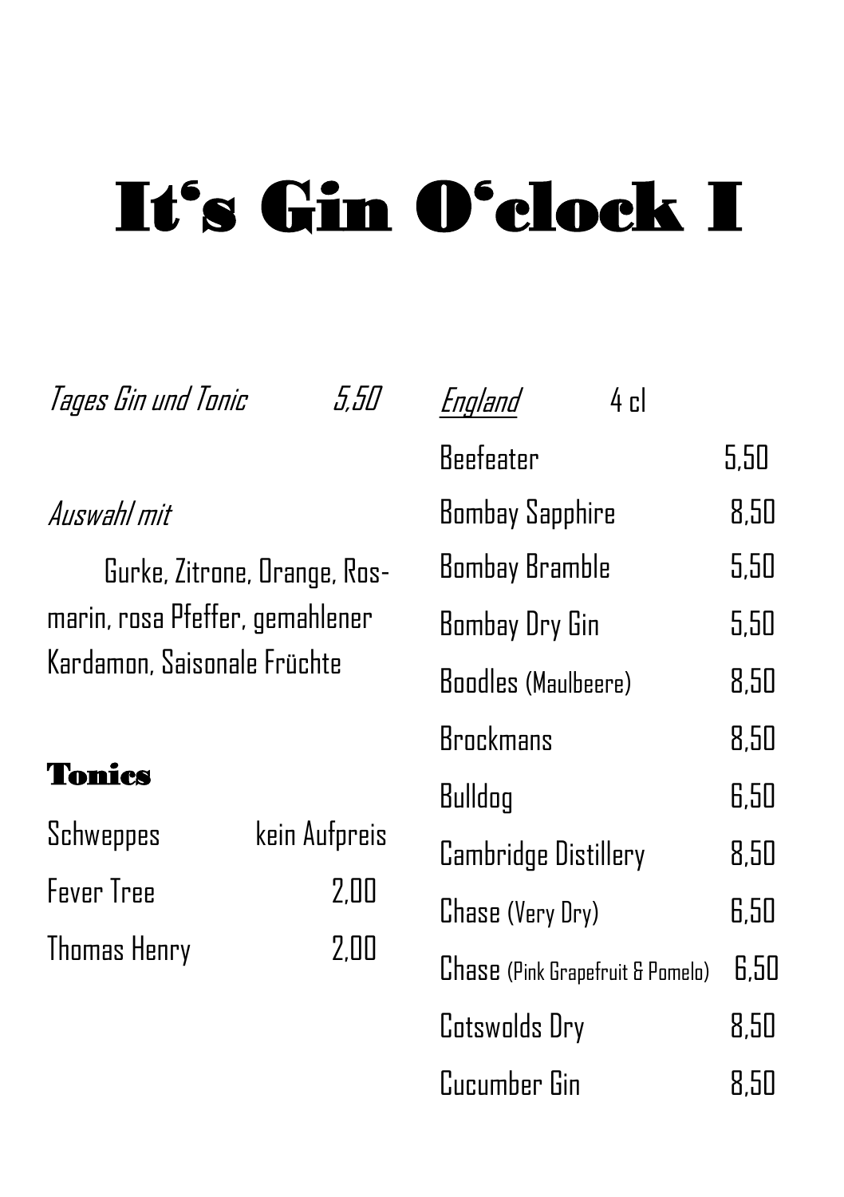# It's Gin O'clock I

*Tages Gin und Tonic* 5,50

*Auswahl mit*

Gurke, Zitrone, Orange, Rosmarin, rosa Pfeffer, gemahlener Kardamon, Saisonale Früchte

## Tonics

| | |
|---|---|
| Schweppes | kein Aufpreis |
| Fever Tree | 2,00 |
| Thomas Henry | 2,00 |

| *England* 4 cl | |
|---|---|
| Beefeater | 5,50 |
| Bombay Sapphire | 8,50 |
| Bombay Bramble | 5,50 |
| Bombay Dry Gin | 5,50 |
| Boodles (Maulbeere) | 8,50 |
| Brockmans | 8,50 |
| Bulldog | 6,50 |
| Cambridge Distillery | 8,50 |
| Chase (Very Dry) | 6,50 |
| Chase (Pink Grapefruit & Pomelo) | 6,50 |
| Cotswolds Dry | 8,50 |
| Cucumber Gin | 8,50 |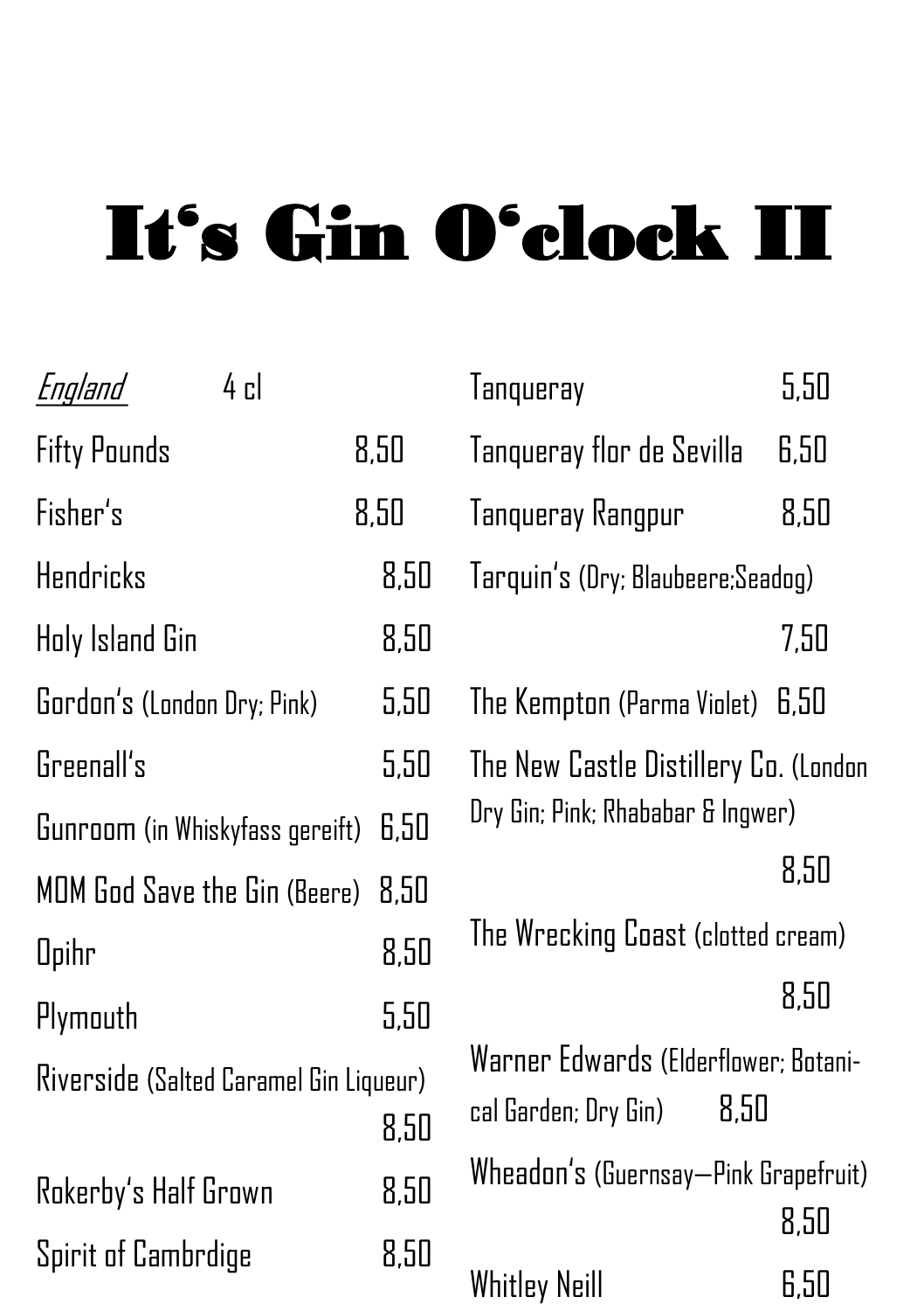# It's Gin O'clock II

| *England* 4 cl | |
|---|---|
| Fifty Pounds | 8,50 |
| Fisher's | 8,50 |
| Hendricks | 8,50 |
| Holy Island Gin | 8,50 |
| Gordon's (London Dry; Pink) | 5,50 |
| Greenall's | 5,50 |
| Gunroom (in Whiskyfass gereift) | 6,50 |
| MOM God Save the Gin (Beere) | 8,50 |
| Opihr | 8,50 |
| Plymouth | 5,50 |
| Riverside (Salted Caramel Gin Liqueur) | 8,50 |
| Rokerby's Half Grown | 8,50 |
| Spirit of Cambrdige | 8,50 |
| Tanqueray | 5,50 |
| Tanqueray flor de Sevilla | 6,50 |
| Tanqueray Rangpur | 8,50 |
| Tarquin's (Dry; Blaubeere;Seadog) | 7,50 |
| The Kempton (Parma Violet) | 6,50 |
| The New Castle Distillery Co. (London Dry Gin; Pink; Rhababar & Ingwer) | 8,50 |
| The Wrecking Coast (clotted cream) | 8,50 |
| Warner Edwards (Elderflower; Botanical Garden; Dry Gin) | 8,50 |
| Wheadon's (Guernsay—Pink Grapefruit) | 8,50 |
| Whitley Neill | 6,50 |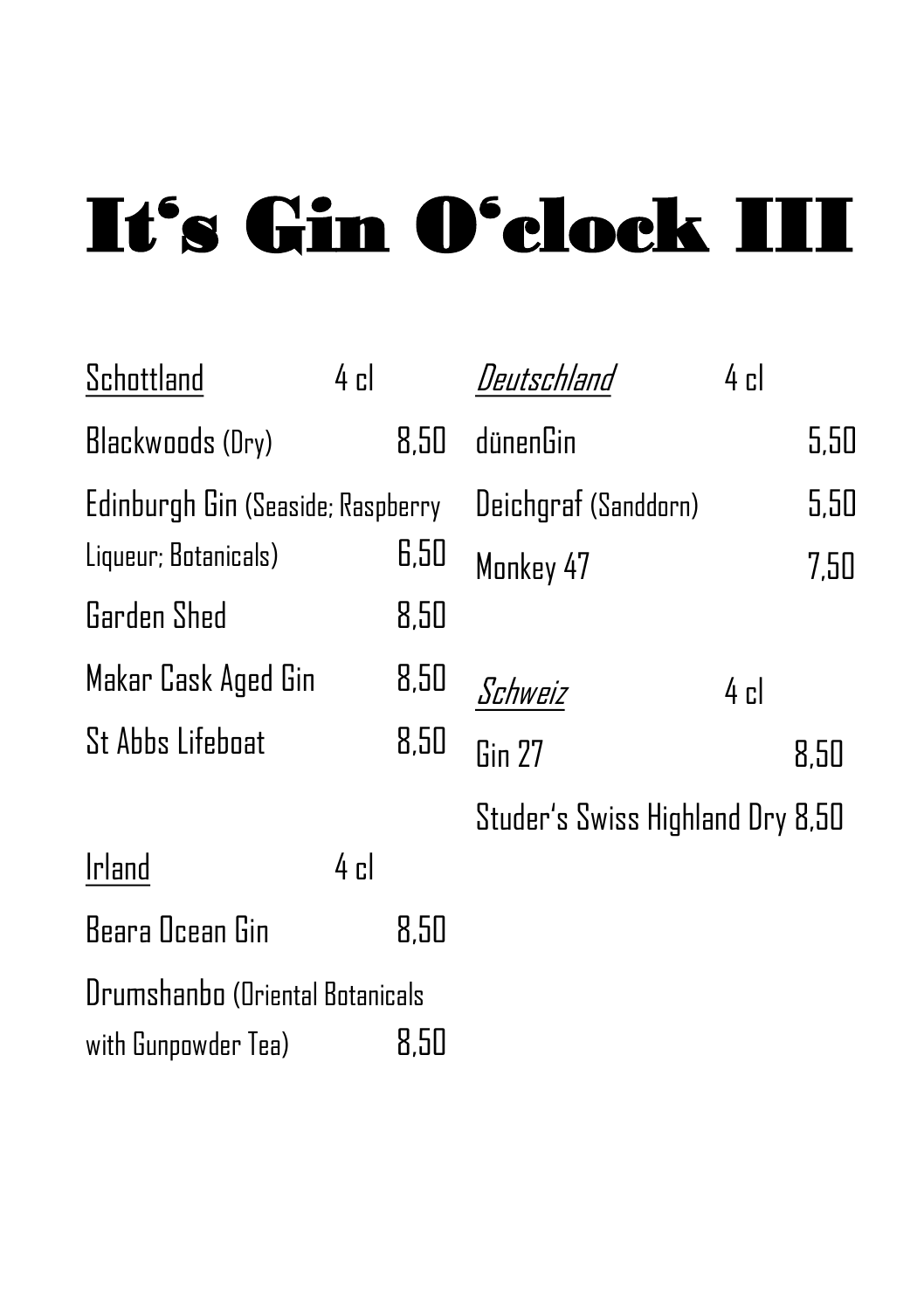# It's Gin O'clock III

| Schottland | 4 cl |
|---|---|
| Blackwoods (Dry) | 8,50 |
| Edinburgh Gin (Seaside; Raspberry Liqueur; Botanicals) | 6,50 |
| Garden Shed | 8,50 |
| Makar Cask Aged Gin | 8,50 |
| St Abbs Lifeboat | 8,50 |

| Irland | 4 cl |
|---|---|
| Beara Ocean Gin | 8,50 |
| Drumshanbo (Oriental Botanicals with Gunpowder Tea) | 8,50 |

| *Deutschland* | 4 cl |
|---|---|
| dünenGin | 5,50 |
| Deichgraf (Sanddorn) | 5,50 |
| Monkey 47 | 7,50 |

| *Schweiz* | 4 cl |
|---|---|
| Gin 27 | 8,50 |
| Studer's Swiss Highland Dry | 8,50 |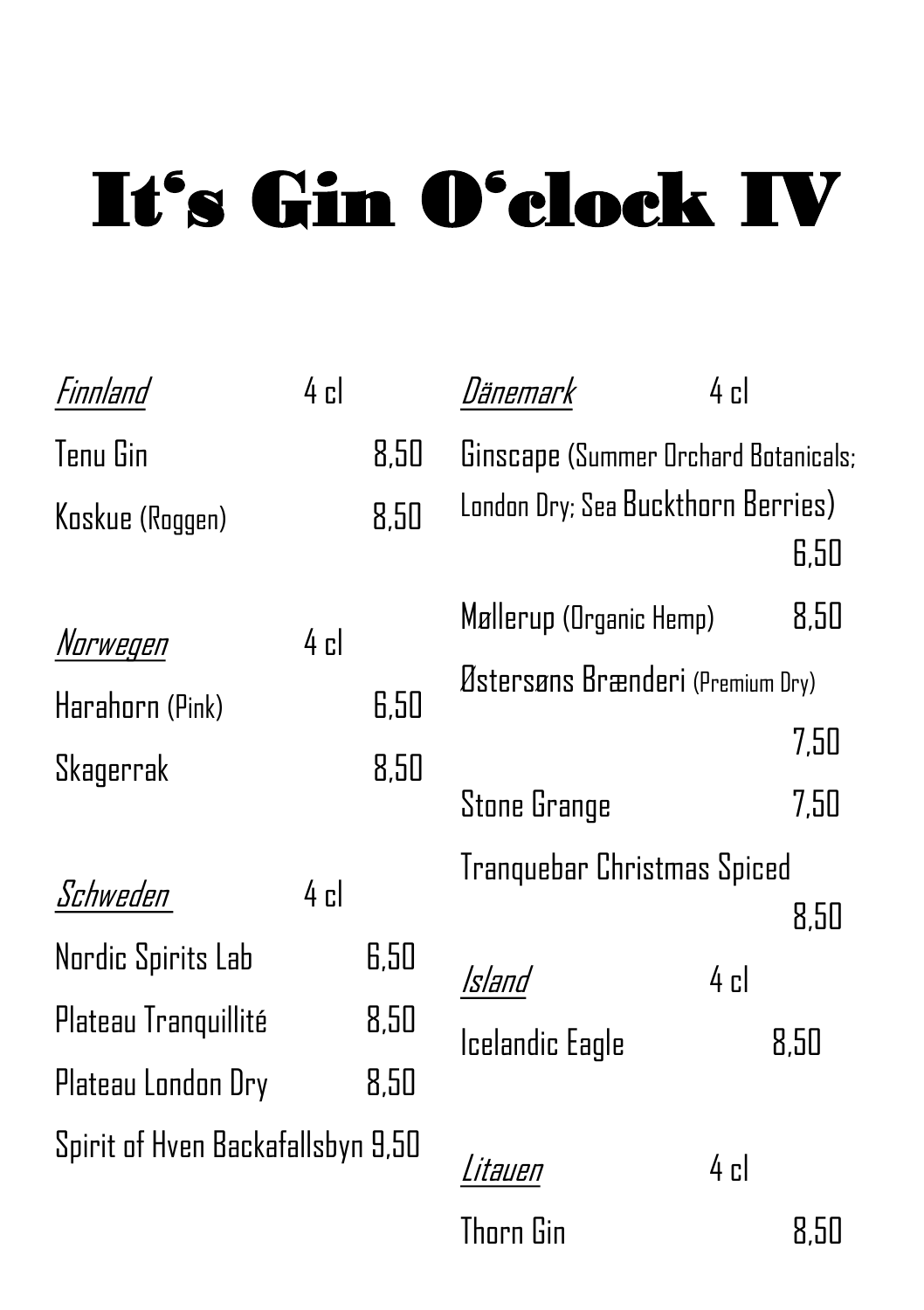# It's Gin O'clock IV

*Finnland* 4 cl

Tenu Gin 8,50

Koskue (Roggen) 8,50

*Norwegen* 4 cl

Harahorn (Pink) 6,50

Skagerrak 8,50

*Schweden* 4 cl

Nordic Spirits Lab 6,50

Plateau Tranquillité 8,50

Plateau London Dry 8,50

Spirit of Hven Backafallsbyn 9,50

*Dänemark* 4 cl

Ginscape (Summer Orchard Botanicals; London Dry; Sea Buckthorn Berries) 6,50

Møllerup (Organic Hemp) 8,50

Østersøns Brænderi (Premium Dry) 7,50

Stone Grange 7,50

Tranquebar Christmas Spiced 8,50

*Island* 4 cl

Icelandic Eagle 8,50

*Litauen* 4 cl

Thorn Gin 8,50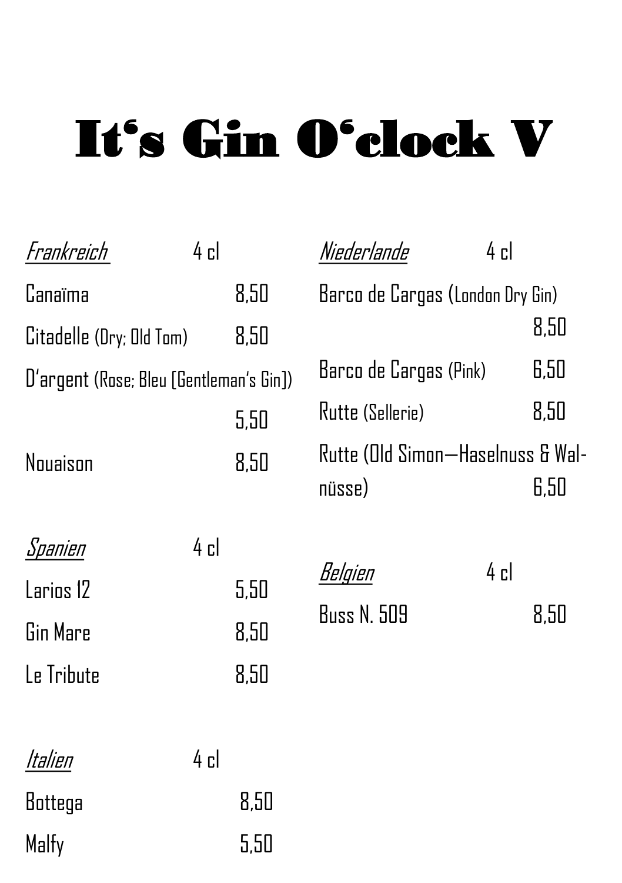# It's Gin O'clock V

| *Frankreich* | 4 cl |
|---|---|
| Canaïma | 8,50 |
| Citadelle (Dry; Old Tom) | 8,50 |
| D'argent (Rose; Bleu [Gentleman's Gin]) | 5,50 |
| Nouaison | 8,50 |

| *Spanien* | 4 cl |
|---|---|
| Larios 12 | 5,50 |
| Gin Mare | 8,50 |
| Le Tribute | 8,50 |

| *Italien* | 4 cl |
|---|---|
| Bottega | 8,50 |
| Malfy | 5,50 |

| *Niederlande* | 4 cl |
|---|---|
| Barco de Cargas (London Dry Gin) | 8,50 |
| Barco de Cargas (Pink) | 6,50 |
| Rutte (Sellerie) | 8,50 |
| Rutte (Old Simon—Haselnuss & Walnüsse) | 6,50 |

| *Belgien* | 4 cl |
|---|---|
| Buss N. 509 | 8,50 |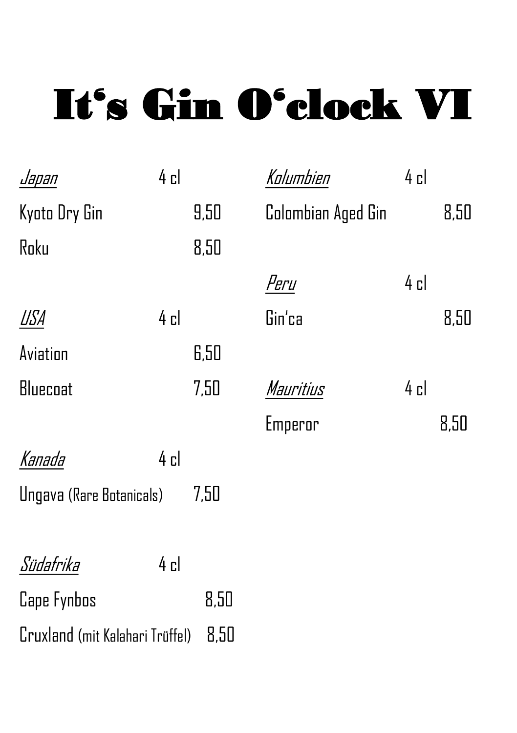# It's Gin O'clock VI

*Japan* 4 cl

Kyoto Dry Gin 9,50

Roku 8,50

*USA* 4 cl

Aviation 6,50

Bluecoat 7,50

*Kanada* 4 cl

Ungava (Rare Botanicals) 7,50

*Südafrika* 4 cl

Cape Fynbos 8,50

Cruxland (mit Kalahari Trüffel) 8,50

*Kolumbien* 4 cl

Colombian Aged Gin 8,50

*Peru* 4 cl

Gin'ca 8,50

*Mauritius* 4 cl

Emperor 8,50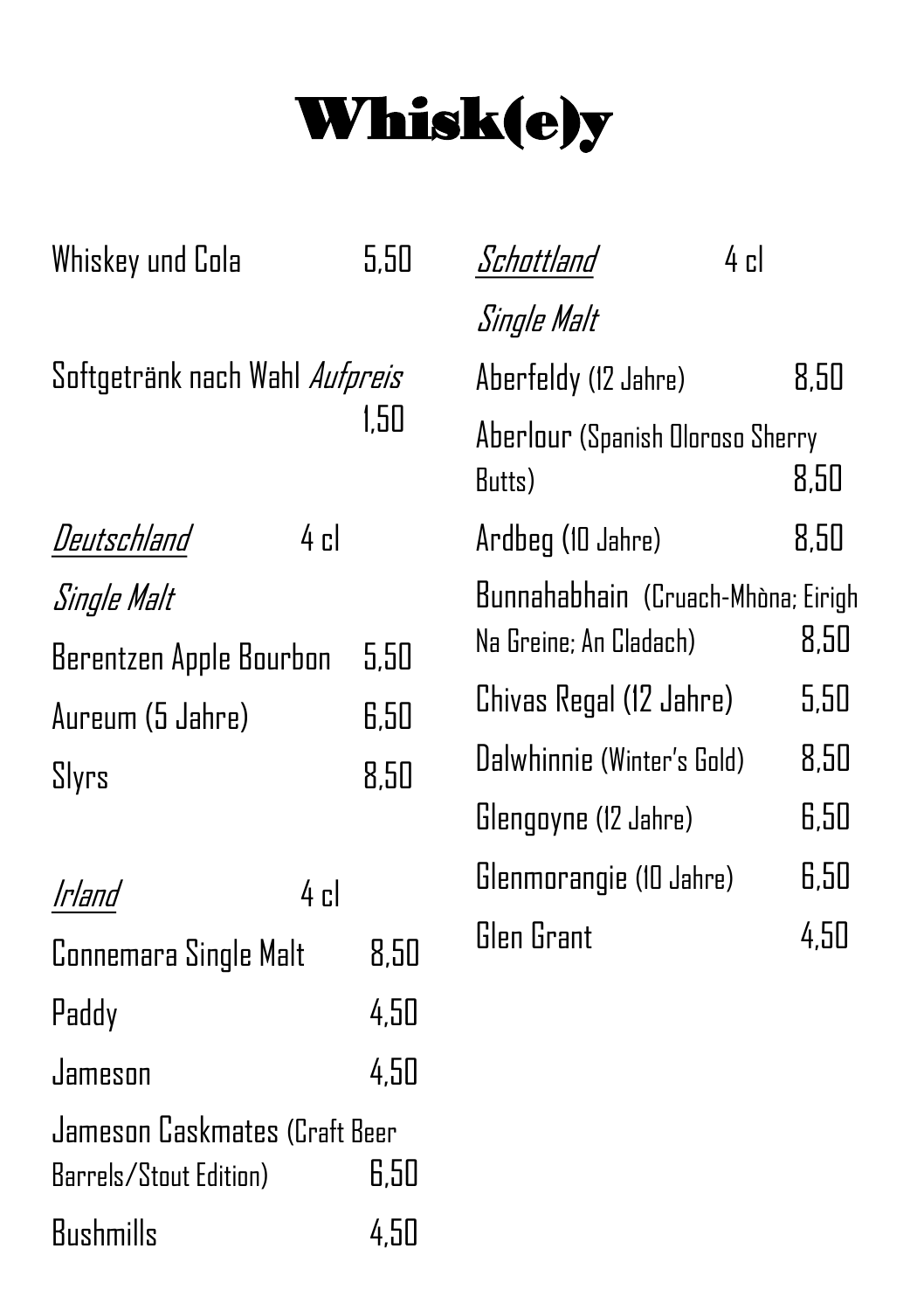# Whisk(e)y

Whiskey und Cola 5,50

Softgetränk nach Wahl *Aufpreis* 1,50

*Deutschland* 4 cl

*Single Malt*

| | |
|---|---|
| Berentzen Apple Bourbon | 5,50 |
| Aureum (5 Jahre) | 6,50 |
| Slyrs | 8,50 |

*Irland* 4 cl

| | |
|---|---|
| Connemara Single Malt | 8,50 |
| Paddy | 4,50 |
| Jameson | 4,50 |
| Jameson Caskmates (Craft Beer Barrels/Stout Edition) | 6,50 |
| Bushmills | 4,50 |

*Schottland* 4 cl

*Single Malt*

| | |
|---|---|
| Aberfeldy (12 Jahre) | 8,50 |
| Aberlour (Spanish Oloroso Sherry Butts) | 8,50 |
| Ardbeg (10 Jahre) | 8,50 |
| Bunnahabhain (Cruach-Mhòna; Eirigh Na Greine; An Cladach) | 8,50 |
| Chivas Regal (12 Jahre) | 5,50 |
| Dalwhinnie (Winter's Gold) | 8,50 |
| Glengoyne (12 Jahre) | 6,50 |
| Glenmorangie (10 Jahre) | 6,50 |
| Glen Grant | 4,50 |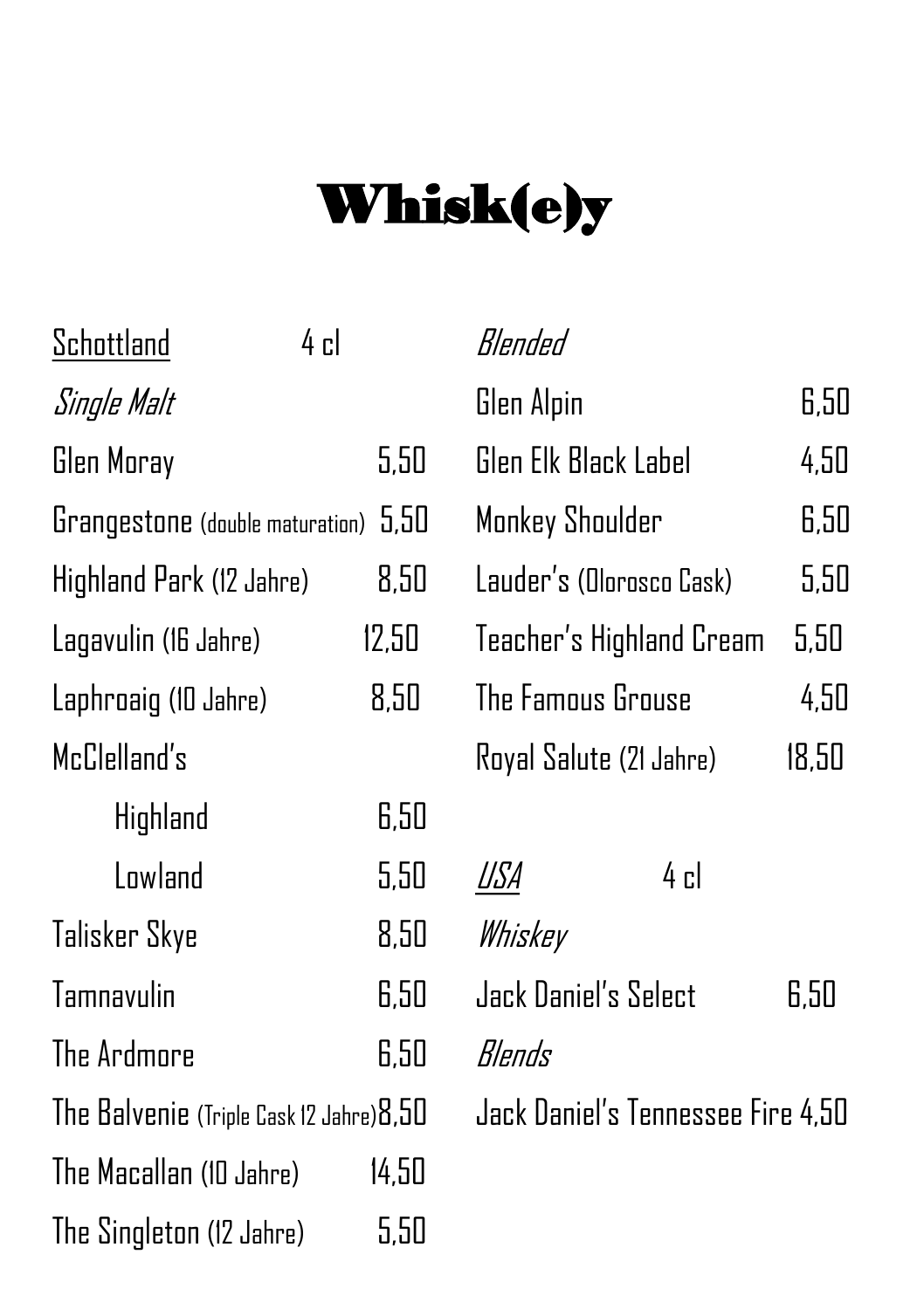# Whisk(e)y

<u>Schottland</u> 4 cl

*Single Malt*

| | |
|---|---|
| Glen Moray | 5,50 |
| Grangestone (double maturation) | 5,50 |
| Highland Park (12 Jahre) | 8,50 |
| Lagavulin (16 Jahre) | 12,50 |
| Laphroaig (10 Jahre) | 8,50 |
| McClelland's | |
| Highland | 6,50 |
| Lowland | 5,50 |
| Talisker Skye | 8,50 |
| Tamnavulin | 6,50 |
| The Ardmore | 6,50 |
| The Balvenie (Triple Cask 12 Jahre) | 8,50 |
| The Macallan (10 Jahre) | 14,50 |
| The Singleton (12 Jahre) | 5,50 |

*Blended*

| | |
|---|---|
| Glen Alpin | 6,50 |
| Glen Elk Black Label | 4,50 |
| Monkey Shoulder | 6,50 |
| Lauder's (Olorosco Cask) | 5,50 |
| Teacher's Highland Cream | 5,50 |
| The Famous Grouse | 4,50 |
| Royal Salute (21 Jahre) | 18,50 |

*<u>USA</u>* 4 cl

*Whiskey*

| | |
|---|---|
| Jack Daniel's Select | 6,50 |

*Blends*

| | |
|---|---|
| Jack Daniel's Tennessee Fire | 4,50 |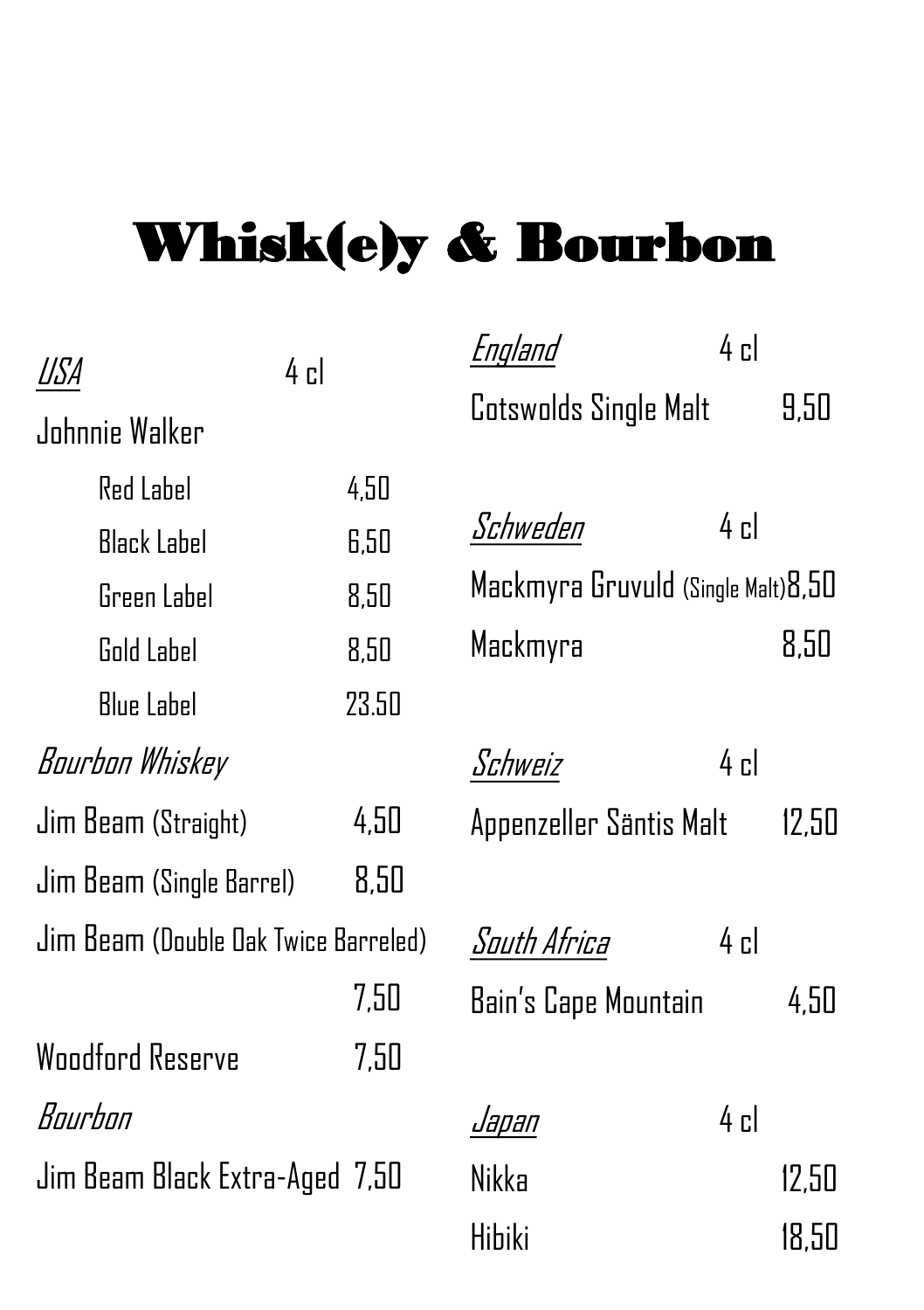# Whisk(e)y & Bourbon

| *USA* | 4 cl |
|---|---|
| Johnnie Walker | |
| Red Label | 4,50 |
| Black Label | 6,50 |
| Green Label | 8,50 |
| Gold Label | 8,50 |
| Blue Label | 23.50 |

*Bourbon Whiskey*

| | |
|---|---|
| Jim Beam (Straight) | 4,50 |
| Jim Beam (Single Barrel) | 8,50 |
| Jim Beam (Double Oak Twice Barreled) | 7,50 |
| Woodford Reserve | 7,50 |

*Bourbon*

| | |
|---|---|
| Jim Beam Black Extra-Aged | 7,50 |

| *England* | 4 cl |
|---|---|
| Cotswolds Single Malt | 9,50 |

| *Schweden* | 4 cl |
|---|---|
| Mackmyra Gruvuld (Single Malt) | 8,50 |
| Mackmyra | 8,50 |

| *Schweiz* | 4 cl |
|---|---|
| Appenzeller Säntis Malt | 12,50 |

| *South Africa* | 4 cl |
|---|---|
| Bain's Cape Mountain | 4,50 |

| *Japan* | 4 cl |
|---|---|
| Nikka | 12,50 |
| Hibiki | 18,50 |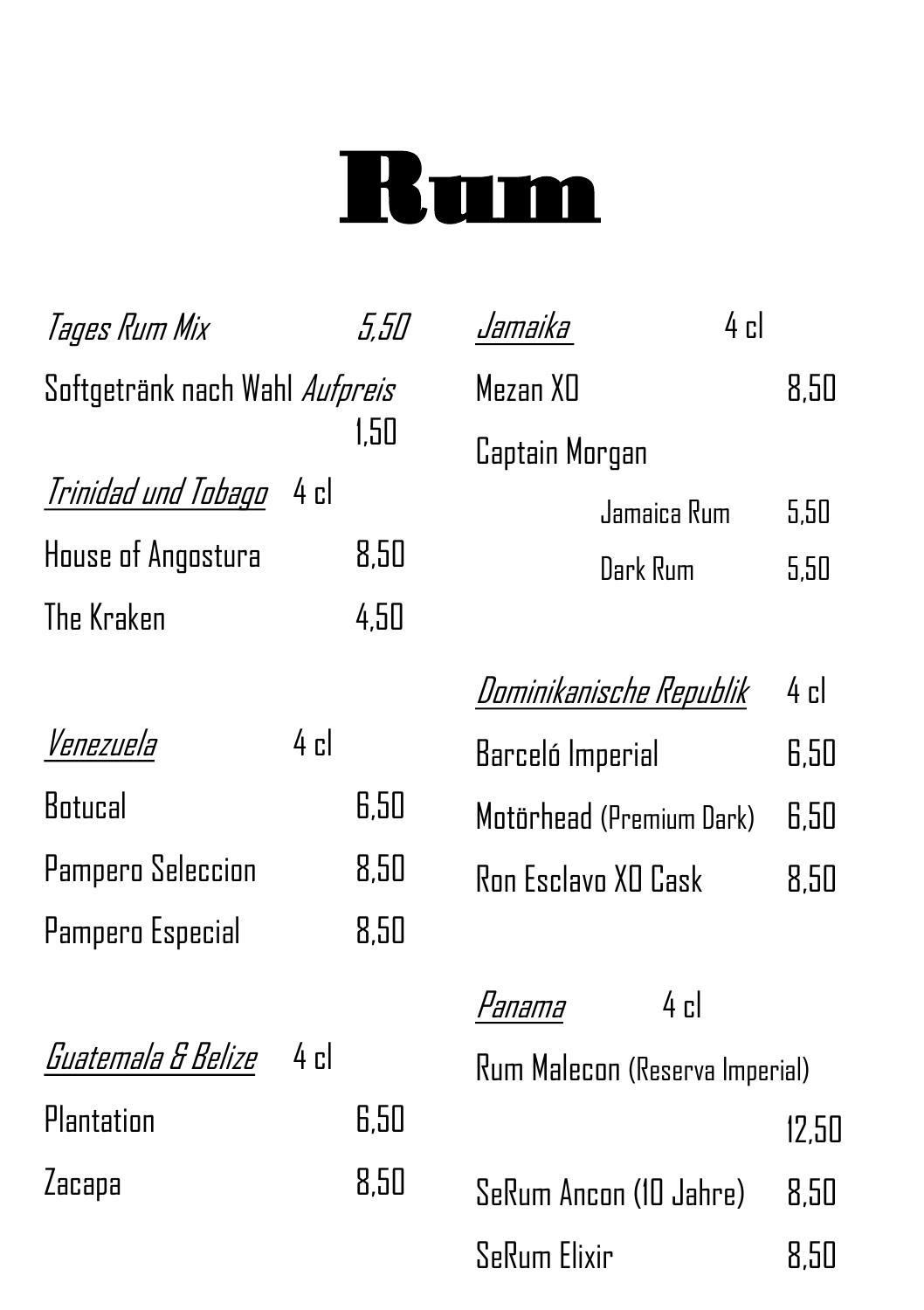# Rum

*Tages Rum Mix* *5,50*

Softgetränk nach Wahl *Aufpreis* 1,50

<u>*Trinidad und Tobago*</u> 4 cl

| | |
|---|---|
| House of Angostura | 8,50 |
| The Kraken | 4,50 |

<u>*Venezuela*</u> 4 cl

| | |
|---|---|
| Botucal | 6,50 |
| Pampero Seleccion | 8,50 |
| Pampero Especial | 8,50 |

<u>*Guatemala & Belize*</u> 4 cl

| | |
|---|---|
| Plantation | 6,50 |
| Zacapa | 8,50 |

<u>*Jamaika*</u> 4 cl

| | |
|---|---|
| Mezan XO | 8,50 |
| Captain Morgan | |
| Jamaica Rum | 5,50 |
| Dark Rum | 5,50 |

<u>*Dominikanische Republik*</u> 4 cl

| | |
|---|---|
| Barceló Imperial | 6,50 |
| Motörhead (Premium Dark) | 6,50 |
| Ron Esclavo XO Cask | 8,50 |

<u>*Panama*</u> 4 cl

| | |
|---|---|
| Rum Malecon (Reserva Imperial) | 12,50 |
| SeRum Ancon (10 Jahre) | 8,50 |
| SeRum Elixir | 8,50 |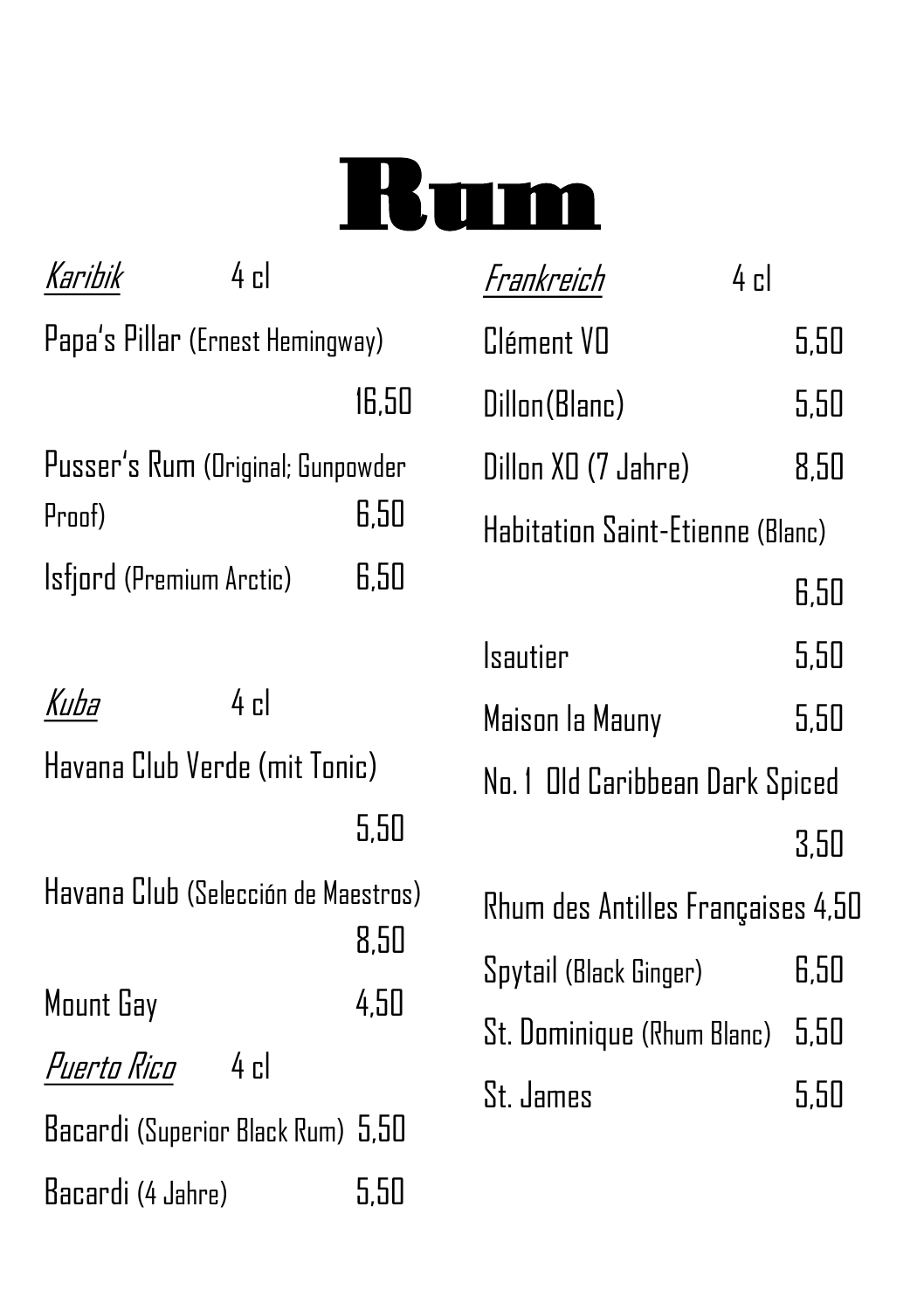# Rum

*Karibik* 4 cl

| | |
|---|---|
| Papa's Pillar (Ernest Hemingway) | 16,50 |
| Pusser's Rum (Original; Gunpowder Proof) | 6,50 |
| Isfjord (Premium Arctic) | 6,50 |

*Kuba* 4 cl

| | |
|---|---|
| Havana Club Verde (mit Tonic) | 5,50 |
| Havana Club (Selección de Maestros) | 8,50 |
| Mount Gay | 4,50 |

*Puerto Rico* 4 cl

| | |
|---|---|
| Bacardi (Superior Black Rum) | 5,50 |
| Bacardi (4 Jahre) | 5,50 |

*Frankreich* 4 cl

| | |
|---|---|
| Clément VO | 5,50 |
| Dillon(Blanc) | 5,50 |
| Dillon XO (7 Jahre) | 8,50 |
| Habitation Saint-Etienne (Blanc) | 6,50 |
| Isautier | 5,50 |
| Maison la Mauny | 5,50 |
| No. 1 Old Caribbean Dark Spiced | 3,50 |
| Rhum des Antilles Françaises | 4,50 |
| Spytail (Black Ginger) | 6,50 |
| St. Dominique (Rhum Blanc) | 5,50 |
| St. James | 5,50 |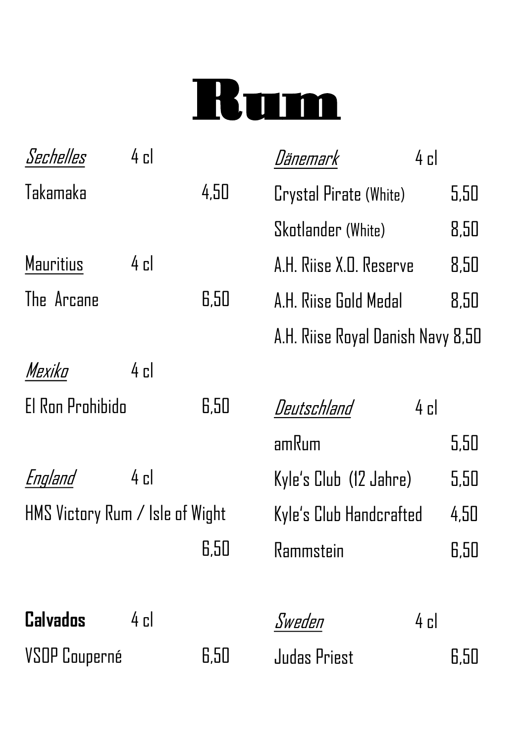# Rum

*Sechelles* 4 cl

Takamaka 4,50

Mauritius 4 cl

The Arcane 6,50

*Mexiko* 4 cl

El Ron Prohibido 6,50

*England* 4 cl

HMS Victory Rum / Isle of Wight 6,50

**Calvados** 4 cl

VSOP Couperné 6,50

*Dänemark* 4 cl

Crystal Pirate (White) 5,50

Skotlander (White) 8,50

A.H. Riise X.O. Reserve 8,50

A.H. Riise Gold Medal 8,50

A.H. Riise Royal Danish Navy 8,50

*Deutschland* 4 cl

amRum 5,50

Kyle's Club (12 Jahre) 5,50

Kyle's Club Handcrafted 4,50

Rammstein 6,50

*Sweden* 4 cl

Judas Priest 6,50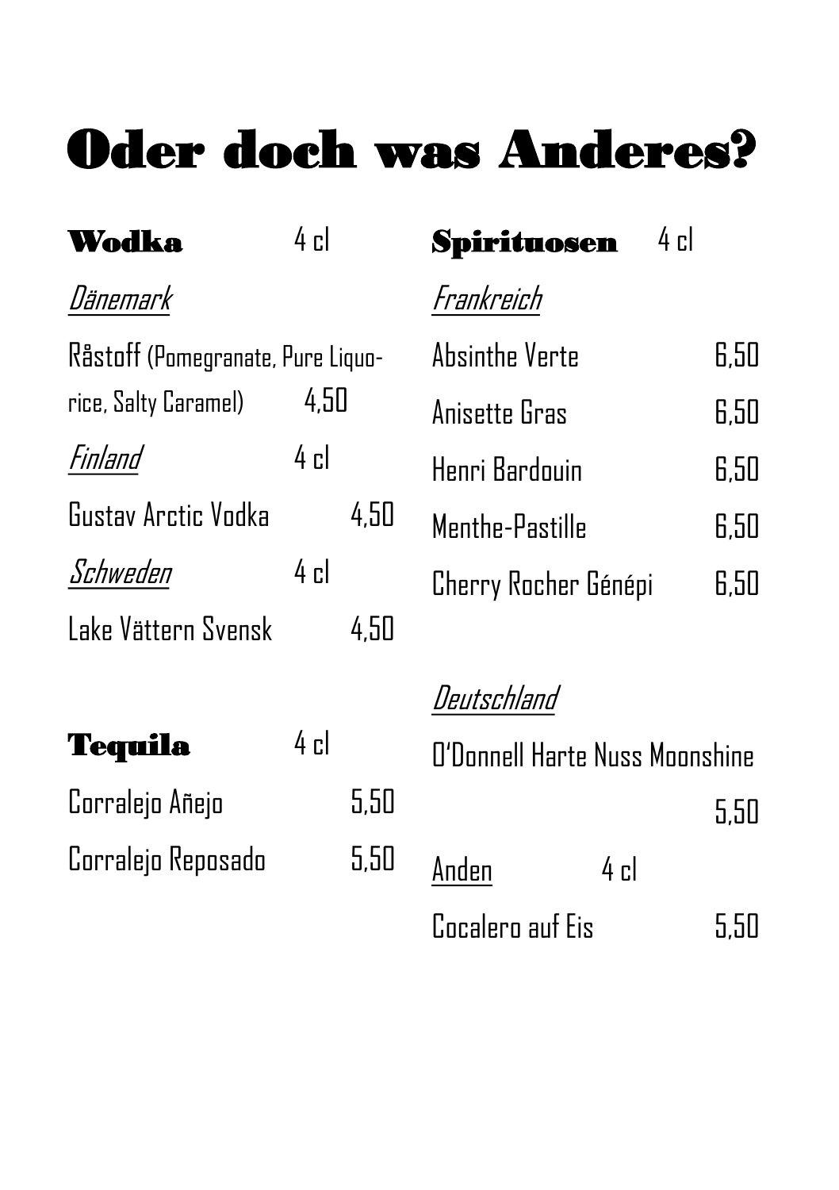# Oder doch was Anderes?

## Wodka 4 cl

*Dänemark*

Råstoff (Pomegranate, Pure Liquorice, Salty Caramel) 4,50

*Finland* 4 cl

Gustav Arctic Vodka 4,50

*Schweden* 4 cl

Lake Vättern Svensk 4,50

## Tequila 4 cl

Corralejo Añejo 5,50

Corralejo Reposado 5,50

## Spirituosen 4 cl

*Frankreich*

Absinthe Verte 6,50

Anisette Gras 6,50

Henri Bardouin 6,50

Menthe-Pastille 6,50

Cherry Rocher Génépi 6,50

*Deutschland*

O'Donnell Harte Nuss Moonshine 5,50

Anden 4 cl

Cocalero auf Eis 5,50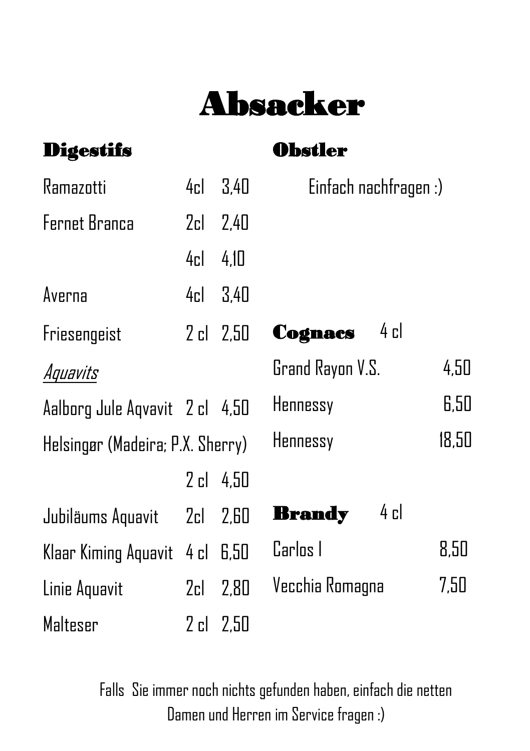# Absacker

## Digestifs

| | | |
|---|---|---|
| Ramazotti | 4cl | 3,40 |
| Fernet Branca | 2cl | 2,40 |
| | 4cl | 4,10 |
| Averna | 4cl | 3,40 |
| Friesengeist | 2 cl | 2,50 |

*Aquavits*

| | | |
|---|---|---|
| Aalborg Jule Aqvavit | 2 cl | 4,50 |
| Helsingør (Madeira; P.X. Sherry) | 2 cl | 4,50 |
| Jubiläums Aquavit | 2cl | 2,60 |
| Klaar Kiming Aquavit | 4 cl | 6,50 |
| Linie Aquavit | 2cl | 2,80 |
| Malteser | 2 cl | 2,50 |

## Obstler

Einfach nachfragen :)

## Cognacs 4 cl

| | |
|---|---|
| Grand Rayon V.S. | 4,50 |
| Hennessy | 6,50 |
| Hennessy | 18,50 |

## Brandy 4 cl

| | |
|---|---|
| Carlos I | 8,50 |
| Vecchia Romagna | 7,50 |

Falls Sie immer noch nichts gefunden haben, einfach die netten Damen und Herren im Service fragen :)